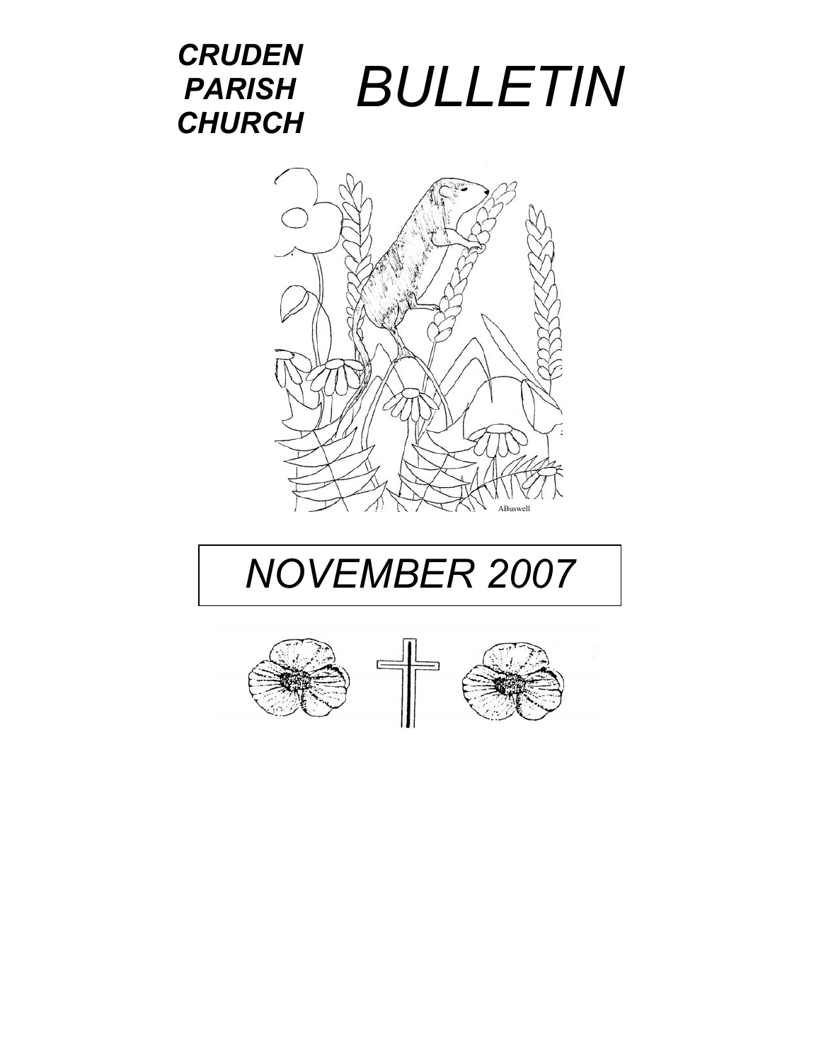# CRUDEN PARISH CHURCH

# BULLETIN

ABuswell

## NOVEMBER 2007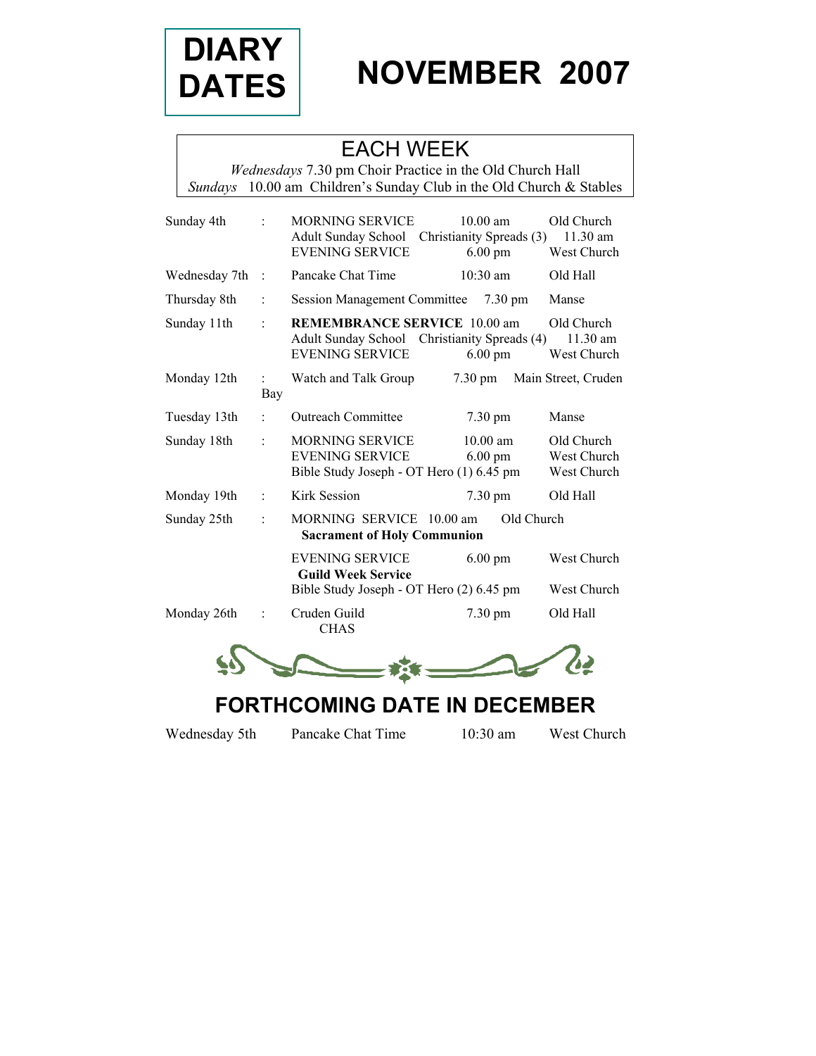# DIARY DATES

# NOVEMBER 2007

## EACH WEEK

*Wednesdays* 7.30 pm Choir Practice in the Old Church Hall
*Sundays* 10.00 am Children's Sunday Club in the Old Church & Stables

| | | | | |
|---|---|---|---|---|
| Sunday 4th | : | MORNING SERVICE | 10.00 am | Old Church |
| | | Adult Sunday School Christianity Spreads (3) | | 11.30 am |
| | | EVENING SERVICE | 6.00 pm | West Church |
| Wednesday 7th | : | Pancake Chat Time | 10:30 am | Old Hall |
| Thursday 8th | : | Session Management Committee | 7.30 pm | Manse |
| Sunday 11th | : | **REMEMBRANCE SERVICE** | 10.00 am | Old Church |
| | | Adult Sunday School Christianity Spreads (4) | | 11.30 am |
| | | EVENING SERVICE | 6.00 pm | West Church |
| Monday 12th | : | Watch and Talk Group | 7.30 pm | Main Street, Cruden Bay |
| Tuesday 13th | : | Outreach Committee | 7.30 pm | Manse |
| Sunday 18th | : | MORNING SERVICE | 10.00 am | Old Church |
| | | EVENING SERVICE | 6.00 pm | West Church |
| | | Bible Study Joseph - OT Hero (1) | 6.45 pm | West Church |
| Monday 19th | : | Kirk Session | 7.30 pm | Old Hall |
| Sunday 25th | : | MORNING SERVICE **Sacrament of Holy Communion** | 10.00 am | Old Church |
| | | EVENING SERVICE **Guild Week Service** | 6.00 pm | West Church |
| | | Bible Study Joseph - OT Hero (2) | 6.45 pm | West Church |
| Monday 26th | : | Cruden Guild CHAS | 7.30 pm | Old Hall |

## FORTHCOMING DATE IN DECEMBER

| | | | |
|---|---|---|---|
| Wednesday 5th | Pancake Chat Time | 10:30 am | West Church |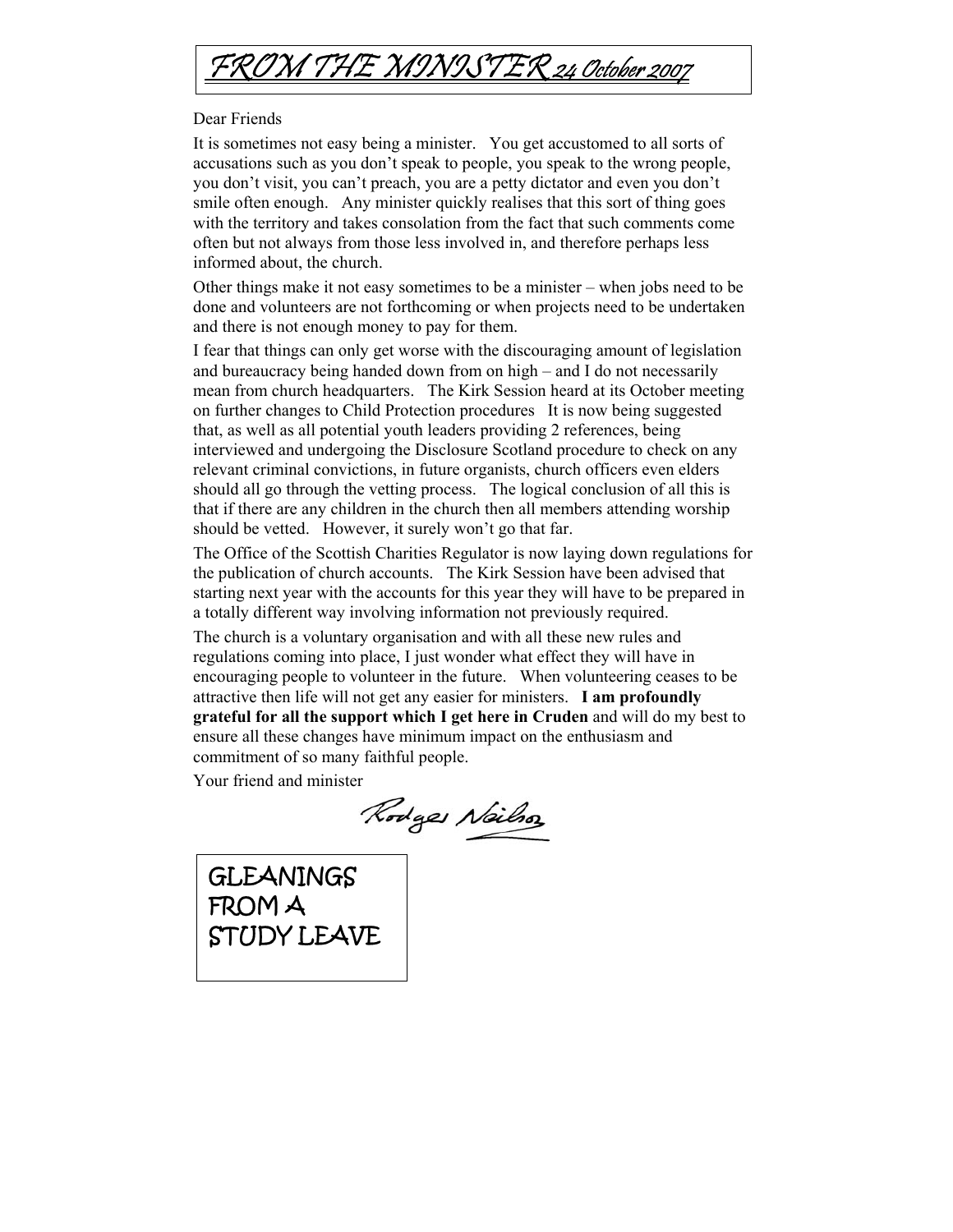# *FROM THE MINISTER 24 October 2007*

Dear Friends

It is sometimes not easy being a minister. You get accustomed to all sorts of accusations such as you don't speak to people, you speak to the wrong people, you don't visit, you can't preach, you are a petty dictator and even you don't smile often enough. Any minister quickly realises that this sort of thing goes with the territory and takes consolation from the fact that such comments come often but not always from those less involved in, and therefore perhaps less informed about, the church.

Other things make it not easy sometimes to be a minister – when jobs need to be done and volunteers are not forthcoming or when projects need to be undertaken and there is not enough money to pay for them.

I fear that things can only get worse with the discouraging amount of legislation and bureaucracy being handed down from on high – and I do not necessarily mean from church headquarters. The Kirk Session heard at its October meeting on further changes to Child Protection procedures It is now being suggested that, as well as all potential youth leaders providing 2 references, being interviewed and undergoing the Disclosure Scotland procedure to check on any relevant criminal convictions, in future organists, church officers even elders should all go through the vetting process. The logical conclusion of all this is that if there are any children in the church then all members attending worship should be vetted. However, it surely won't go that far.

The Office of the Scottish Charities Regulator is now laying down regulations for the publication of church accounts. The Kirk Session have been advised that starting next year with the accounts for this year they will have to be prepared in a totally different way involving information not previously required.

The church is a voluntary organisation and with all these new rules and regulations coming into place, I just wonder what effect they will have in encouraging people to volunteer in the future. When volunteering ceases to be attractive then life will not get any easier for ministers. **I am profoundly grateful for all the support which I get here in Cruden** and will do my best to ensure all these changes have minimum impact on the enthusiasm and commitment of so many faithful people.

Your friend and minister

Rodger Neilson

## GLEANINGS FROM A STUDY LEAVE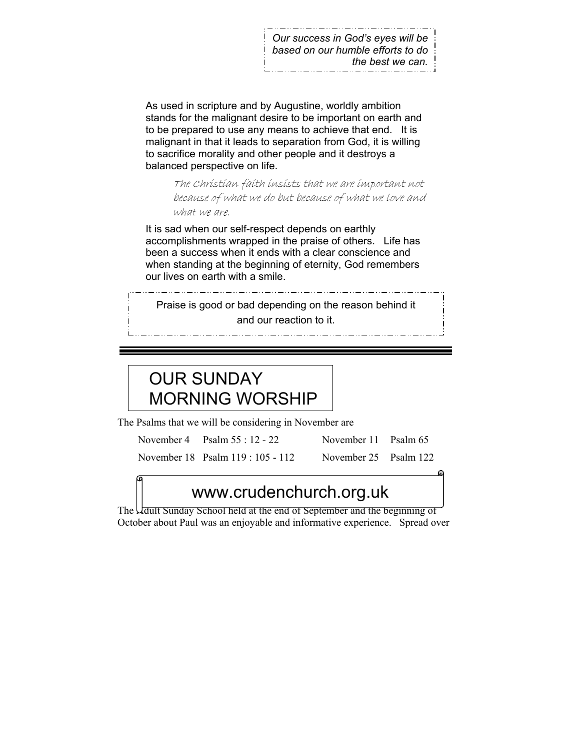*Our success in God's eyes will be based on our humble efforts to do the best we can.*

As used in scripture and by Augustine, worldly ambition stands for the malignant desire to be important on earth and to be prepared to use any means to achieve that end. It is malignant in that it leads to separation from God, it is willing to sacrifice morality and other people and it destroys a balanced perspective on life.

*The Christian faith insists that we are important not because of what we do but because of what we love and what we are.*

It is sad when our self-respect depends on earthly accomplishments wrapped in the praise of others. Life has been a success when it ends with a clear conscience and when standing at the beginning of eternity, God remembers our lives on earth with a smile.

Praise is good or bad depending on the reason behind it and our reaction to it.

---

## OUR SUNDAY MORNING WORSHIP

The Psalms that we will be considering in November are

| | | | |
|---|---|---|---|
| November 4 | Psalm 55 : 12 - 22 | November 11 | Psalm 65 |
| November 18 | Psalm 119 : 105 - 112 | November 25 | Psalm 122 |

www.crudenchurch.org.uk

The Adult Sunday School held at the end of September and the beginning of October about Paul was an enjoyable and informative experience. Spread over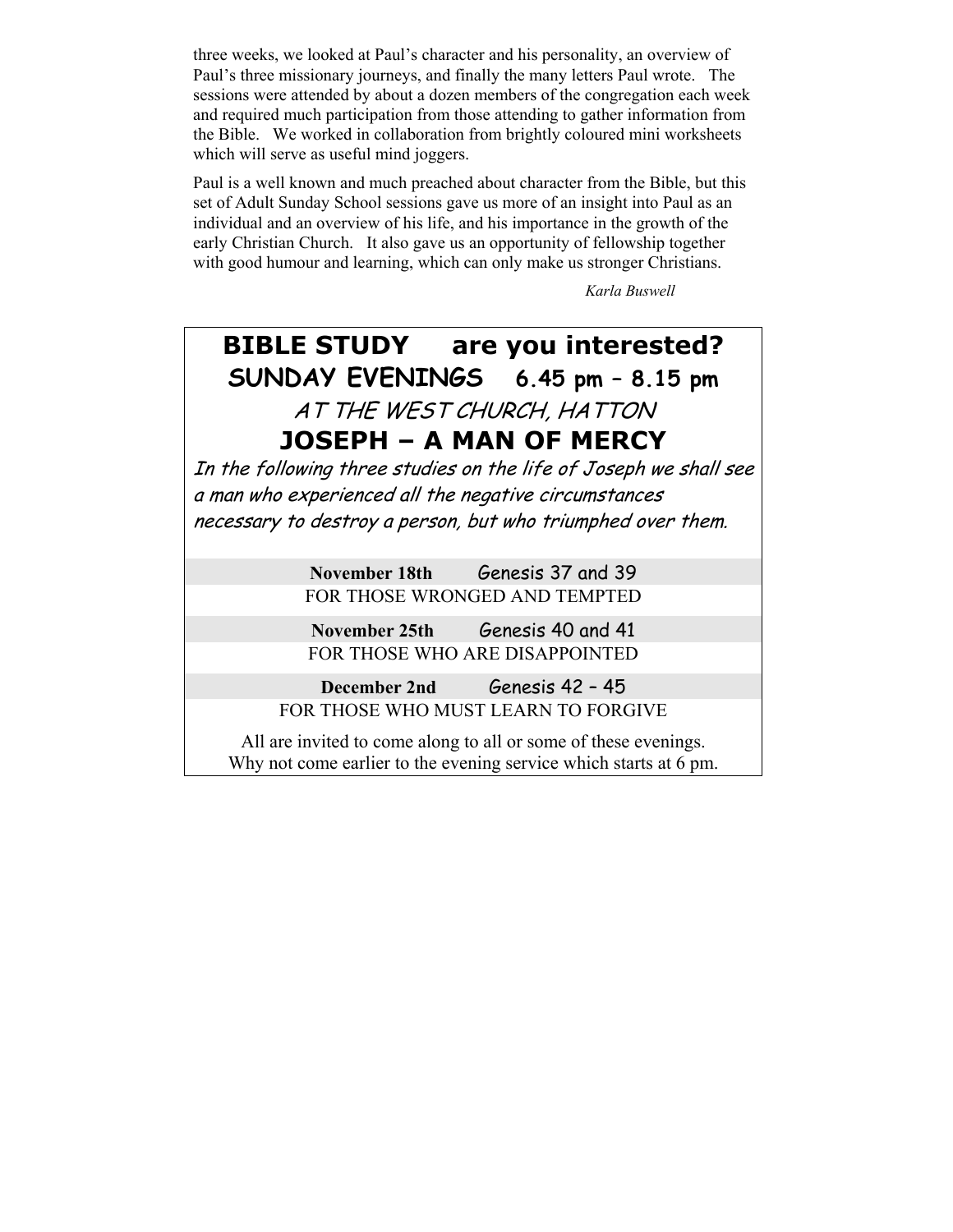three weeks, we looked at Paul's character and his personality, an overview of Paul's three missionary journeys, and finally the many letters Paul wrote. The sessions were attended by about a dozen members of the congregation each week and required much participation from those attending to gather information from the Bible. We worked in collaboration from brightly coloured mini worksheets which will serve as useful mind joggers.

Paul is a well known and much preached about character from the Bible, but this set of Adult Sunday School sessions gave us more of an insight into Paul as an individual and an overview of his life, and his importance in the growth of the early Christian Church. It also gave us an opportunity of fellowship together with good humour and learning, which can only make us stronger Christians.

*Karla Buswell*

## BIBLE STUDY are you interested?

**SUNDAY EVENINGS 6.45 pm – 8.15 pm**

*AT THE WEST CHURCH, HATTON*

## JOSEPH – A MAN OF MERCY

*In the following three studies on the life of Joseph we shall see a man who experienced all the negative circumstances necessary to destroy a person, but who triumphed over them.*

**November 18th** Genesis 37 and 39
FOR THOSE WRONGED AND TEMPTED

**November 25th** Genesis 40 and 41
FOR THOSE WHO ARE DISAPPOINTED

**December 2nd** Genesis 42 – 45
FOR THOSE WHO MUST LEARN TO FORGIVE

All are invited to come along to all or some of these evenings.
Why not come earlier to the evening service which starts at 6 pm.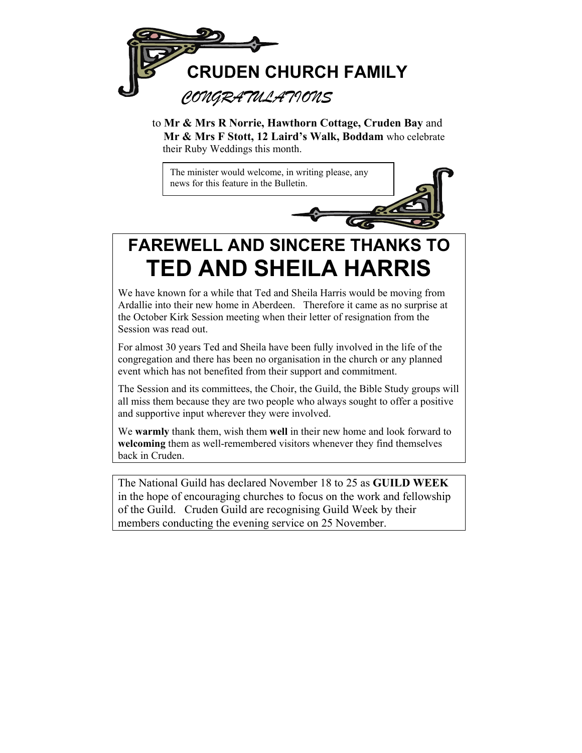# CRUDEN CHURCH FAMILY

*CONGRATULATIONS*

to **Mr & Mrs R Norrie, Hawthorn Cottage, Cruden Bay** and **Mr & Mrs F Stott, 12 Laird's Walk, Boddam** who celebrate their Ruby Weddings this month.

The minister would welcome, in writing please, any news for this feature in the Bulletin.

## FAREWELL AND SINCERE THANKS TO

# TED AND SHEILA HARRIS

We have known for a while that Ted and Sheila Harris would be moving from Ardallie into their new home in Aberdeen. Therefore it came as no surprise at the October Kirk Session meeting when their letter of resignation from the Session was read out.

For almost 30 years Ted and Sheila have been fully involved in the life of the congregation and there has been no organisation in the church or any planned event which has not benefited from their support and commitment.

The Session and its committees, the Choir, the Guild, the Bible Study groups will all miss them because they are two people who always sought to offer a positive and supportive input wherever they were involved.

We **warmly** thank them, wish them **well** in their new home and look forward to **welcoming** them as well-remembered visitors whenever they find themselves back in Cruden.

The National Guild has declared November 18 to 25 as **GUILD WEEK** in the hope of encouraging churches to focus on the work and fellowship of the Guild. Cruden Guild are recognising Guild Week by their members conducting the evening service on 25 November.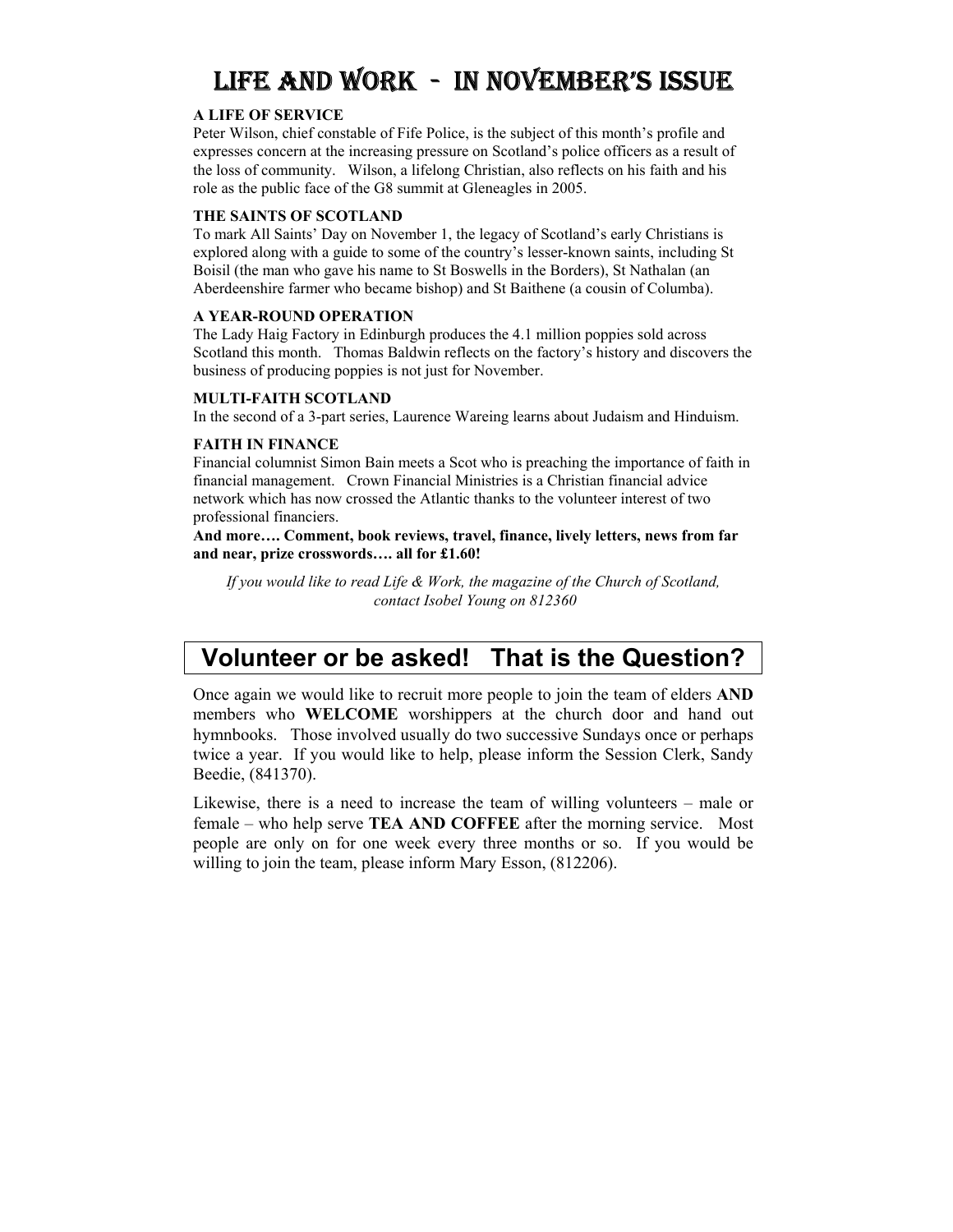# LIFE AND WORK - IN NOVEMBER'S ISSUE

**A LIFE OF SERVICE**

Peter Wilson, chief constable of Fife Police, is the subject of this month's profile and expresses concern at the increasing pressure on Scotland's police officers as a result of the loss of community. Wilson, a lifelong Christian, also reflects on his faith and his role as the public face of the G8 summit at Gleneagles in 2005.

**THE SAINTS OF SCOTLAND**

To mark All Saints' Day on November 1, the legacy of Scotland's early Christians is explored along with a guide to some of the country's lesser-known saints, including St Boisil (the man who gave his name to St Boswells in the Borders), St Nathalan (an Aberdeenshire farmer who became bishop) and St Baithene (a cousin of Columba).

**A YEAR-ROUND OPERATION**

The Lady Haig Factory in Edinburgh produces the 4.1 million poppies sold across Scotland this month. Thomas Baldwin reflects on the factory's history and discovers the business of producing poppies is not just for November.

**MULTI-FAITH SCOTLAND**

In the second of a 3-part series, Laurence Wareing learns about Judaism and Hinduism.

**FAITH IN FINANCE**

Financial columnist Simon Bain meets a Scot who is preaching the importance of faith in financial management. Crown Financial Ministries is a Christian financial advice network which has now crossed the Atlantic thanks to the volunteer interest of two professional financiers.

**And more…. Comment, book reviews, travel, finance, lively letters, news from far and near, prize crosswords…. all for £1.60!**

*If you would like to read Life & Work, the magazine of the Church of Scotland, contact Isobel Young on 812360*

## Volunteer or be asked! That is the Question?

Once again we would like to recruit more people to join the team of elders **AND** members who **WELCOME** worshippers at the church door and hand out hymnbooks. Those involved usually do two successive Sundays once or perhaps twice a year. If you would like to help, please inform the Session Clerk, Sandy Beedie, (841370).

Likewise, there is a need to increase the team of willing volunteers – male or female – who help serve **TEA AND COFFEE** after the morning service. Most people are only on for one week every three months or so. If you would be willing to join the team, please inform Mary Esson, (812206).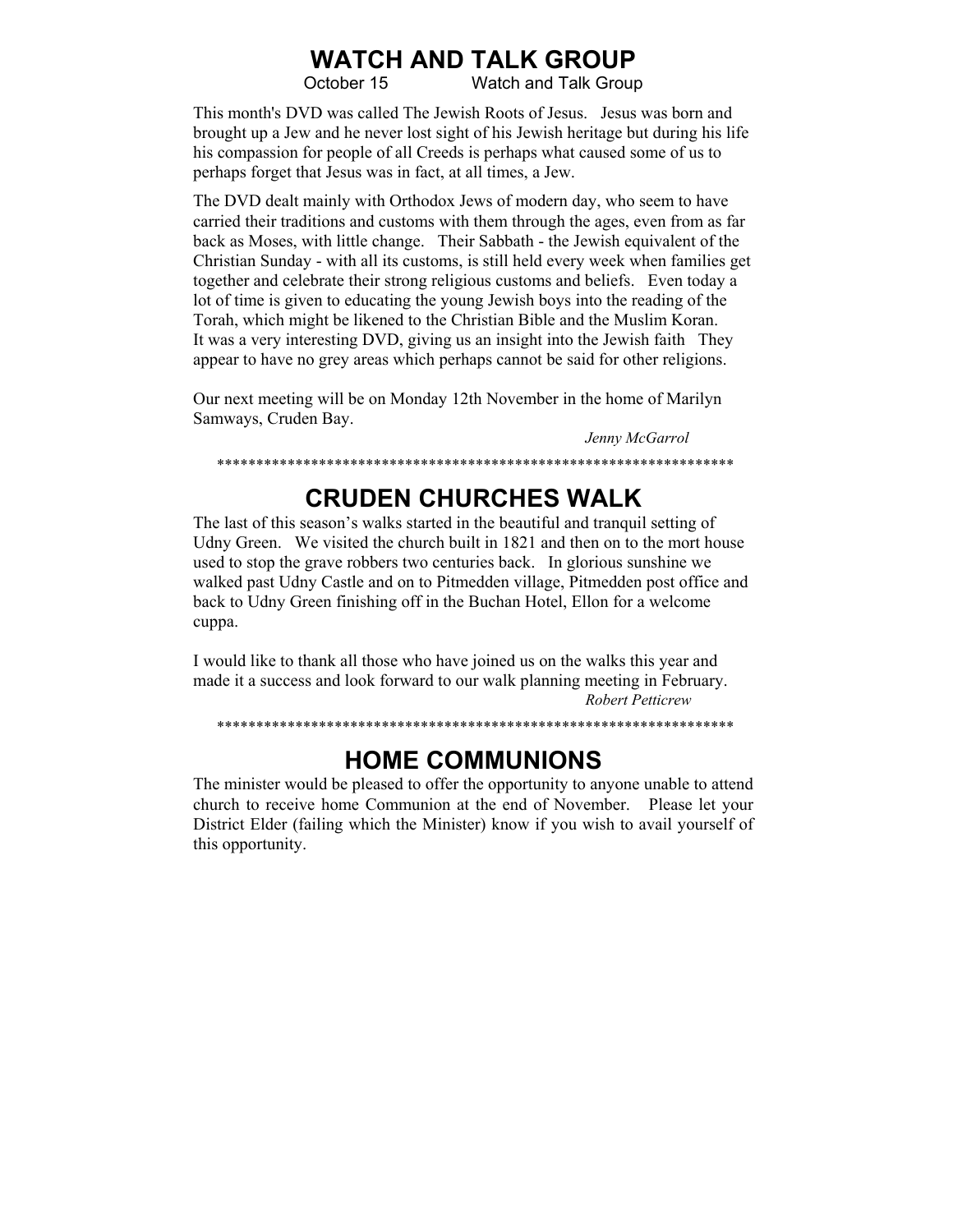# WATCH AND TALK GROUP

October 15 Watch and Talk Group

This month's DVD was called The Jewish Roots of Jesus. Jesus was born and brought up a Jew and he never lost sight of his Jewish heritage but during his life his compassion for people of all Creeds is perhaps what caused some of us to perhaps forget that Jesus was in fact, at all times, a Jew.

The DVD dealt mainly with Orthodox Jews of modern day, who seem to have carried their traditions and customs with them through the ages, even from as far back as Moses, with little change. Their Sabbath - the Jewish equivalent of the Christian Sunday - with all its customs, is still held every week when families get together and celebrate their strong religious customs and beliefs. Even today a lot of time is given to educating the young Jewish boys into the reading of the Torah, which might be likened to the Christian Bible and the Muslim Koran. It was a very interesting DVD, giving us an insight into the Jewish faith They appear to have no grey areas which perhaps cannot be said for other religions.

Our next meeting will be on Monday 12th November in the home of Marilyn Samways, Cruden Bay.

*Jenny McGarrol*

*******************************************************************

# CRUDEN CHURCHES WALK

The last of this season's walks started in the beautiful and tranquil setting of Udny Green. We visited the church built in 1821 and then on to the mort house used to stop the grave robbers two centuries back. In glorious sunshine we walked past Udny Castle and on to Pitmedden village, Pitmedden post office and back to Udny Green finishing off in the Buchan Hotel, Ellon for a welcome cuppa.

I would like to thank all those who have joined us on the walks this year and made it a success and look forward to our walk planning meeting in February.

*Robert Petticrew*

*******************************************************************

# HOME COMMUNIONS

The minister would be pleased to offer the opportunity to anyone unable to attend church to receive home Communion at the end of November. Please let your District Elder (failing which the Minister) know if you wish to avail yourself of this opportunity.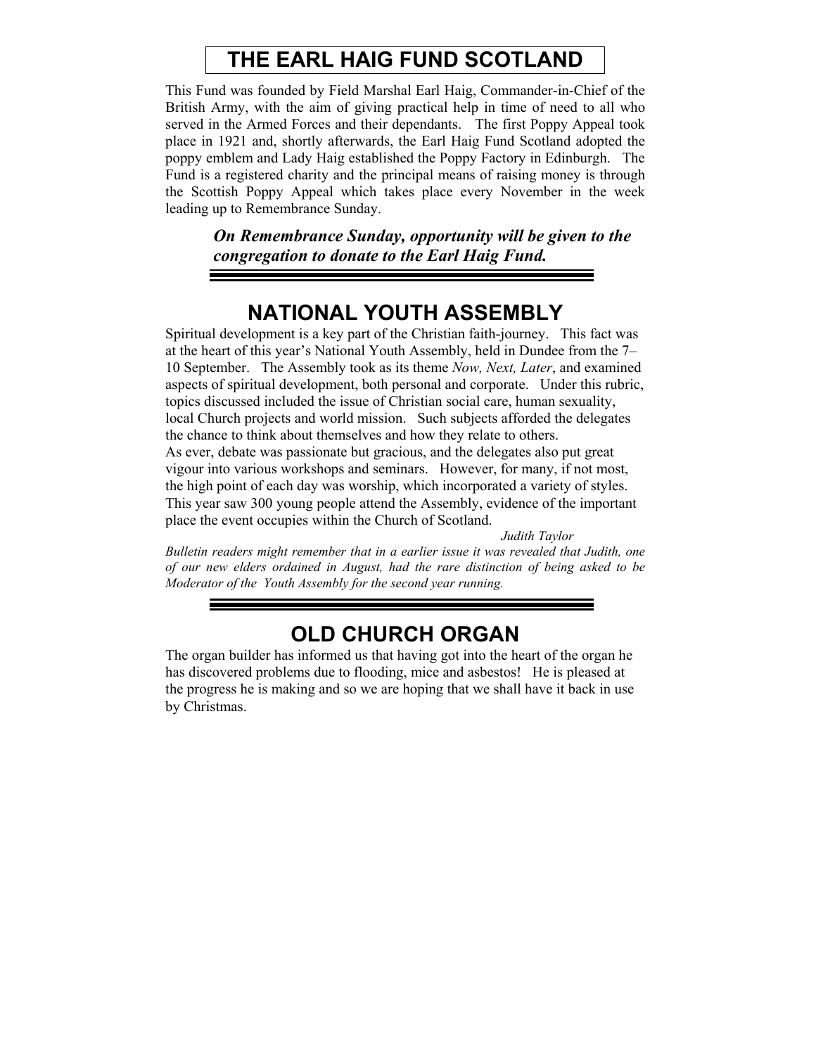# THE EARL HAIG FUND SCOTLAND

This Fund was founded by Field Marshal Earl Haig, Commander-in-Chief of the British Army, with the aim of giving practical help in time of need to all who served in the Armed Forces and their dependants. The first Poppy Appeal took place in 1921 and, shortly afterwards, the Earl Haig Fund Scotland adopted the poppy emblem and Lady Haig established the Poppy Factory in Edinburgh. The Fund is a registered charity and the principal means of raising money is through the Scottish Poppy Appeal which takes place every November in the week leading up to Remembrance Sunday.

***On Remembrance Sunday, opportunity will be given to the congregation to donate to the Earl Haig Fund.***

# NATIONAL YOUTH ASSEMBLY

Spiritual development is a key part of the Christian faith-journey. This fact was at the heart of this year's National Youth Assembly, held in Dundee from the 7–10 September. The Assembly took as its theme *Now, Next, Later*, and examined aspects of spiritual development, both personal and corporate. Under this rubric, topics discussed included the issue of Christian social care, human sexuality, local Church projects and world mission. Such subjects afforded the delegates the chance to think about themselves and how they relate to others.

As ever, debate was passionate but gracious, and the delegates also put great vigour into various workshops and seminars. However, for many, if not most, the high point of each day was worship, which incorporated a variety of styles. This year saw 300 young people attend the Assembly, evidence of the important place the event occupies within the Church of Scotland.

*Judith Taylor*

*Bulletin readers might remember that in a earlier issue it was revealed that Judith, one of our new elders ordained in August, had the rare distinction of being asked to be Moderator of the Youth Assembly for the second year running.*

# OLD CHURCH ORGAN

The organ builder has informed us that having got into the heart of the organ he has discovered problems due to flooding, mice and asbestos! He is pleased at the progress he is making and so we are hoping that we shall have it back in use by Christmas.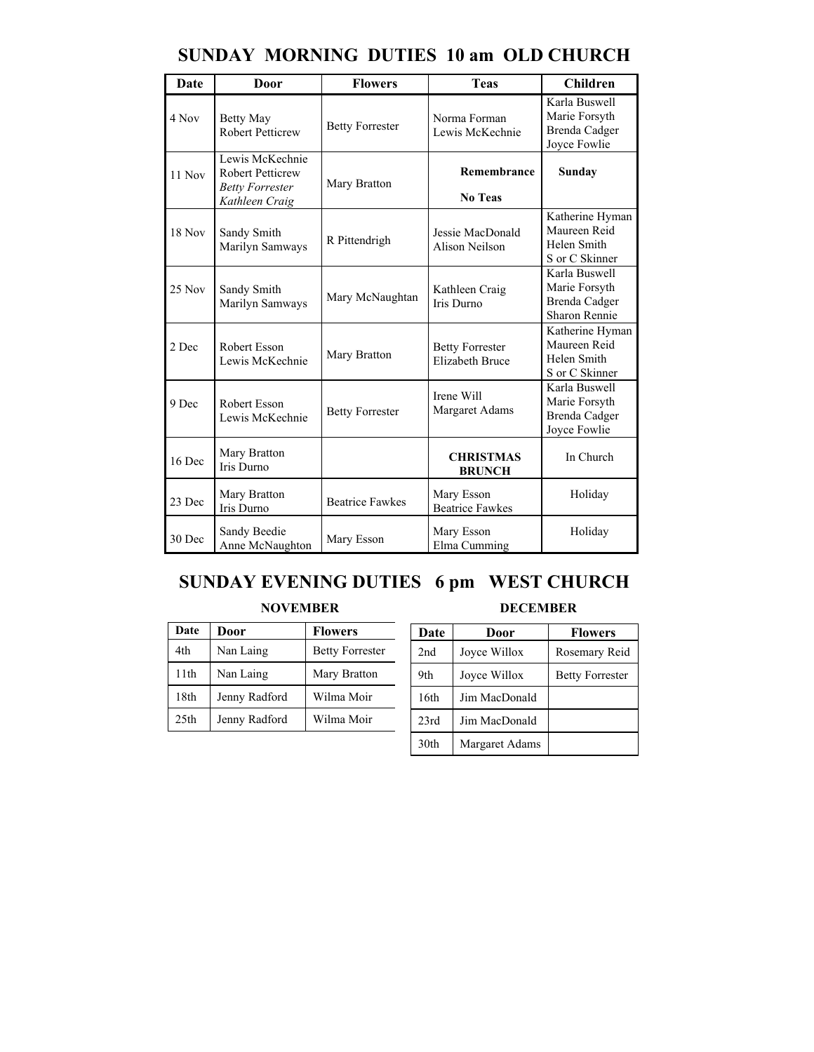## SUNDAY MORNING DUTIES 10 am OLD CHURCH

| Date | Door | Flowers | Teas | Children |
|---|---|---|---|---|
| 4 Nov | Betty May<br>Robert Petticrew | Betty Forrester | Norma Forman<br>Lewis McKechnie | Karla Buswell<br>Marie Forsyth<br>Brenda Cadger<br>Joyce Fowlie |
| 11 Nov | Lewis McKechnie<br>Robert Petticrew<br>*Betty Forrester*<br>*Kathleen Craig* | Mary Bratton | **Remembrance**<br><br>**No Teas** | **Sunday** |
| 18 Nov | Sandy Smith<br>Marilyn Samways | R Pittendrigh | Jessie MacDonald<br>Alison Neilson | Katherine Hyman<br>Maureen Reid<br>Helen Smith<br>S or C Skinner |
| 25 Nov | Sandy Smith<br>Marilyn Samways | Mary McNaughtan | Kathleen Craig<br>Iris Durno | Karla Buswell<br>Marie Forsyth<br>Brenda Cadger<br>Sharon Rennie |
| 2 Dec | Robert Esson<br>Lewis McKechnie | Mary Bratton | Betty Forrester<br>Elizabeth Bruce | Katherine Hyman<br>Maureen Reid<br>Helen Smith<br>S or C Skinner |
| 9 Dec | Robert Esson<br>Lewis McKechnie | Betty Forrester | Irene Will<br>Margaret Adams | Karla Buswell<br>Marie Forsyth<br>Brenda Cadger<br>Joyce Fowlie |
| 16 Dec | Mary Bratton<br>Iris Durno | | **CHRISTMAS BRUNCH** | In Church |
| 23 Dec | Mary Bratton<br>Iris Durno | Beatrice Fawkes | Mary Esson<br>Beatrice Fawkes | Holiday |
| 30 Dec | Sandy Beedie<br>Anne McNaughton | Mary Esson | Mary Esson<br>Elma Cumming | Holiday |

## SUNDAY EVENING DUTIES 6 pm WEST CHURCH

**NOVEMBER**

| Date | Door | Flowers |
|---|---|---|
| 4th | Nan Laing | Betty Forrester |
| 11th | Nan Laing | Mary Bratton |
| 18th | Jenny Radford | Wilma Moir |
| 25th | Jenny Radford | Wilma Moir |

**DECEMBER**

| Date | Door | Flowers |
|---|---|---|
| 2nd | Joyce Willox | Rosemary Reid |
| 9th | Joyce Willox | Betty Forrester |
| 16th | Jim MacDonald | |
| 23rd | Jim MacDonald | |
| 30th | Margaret Adams | |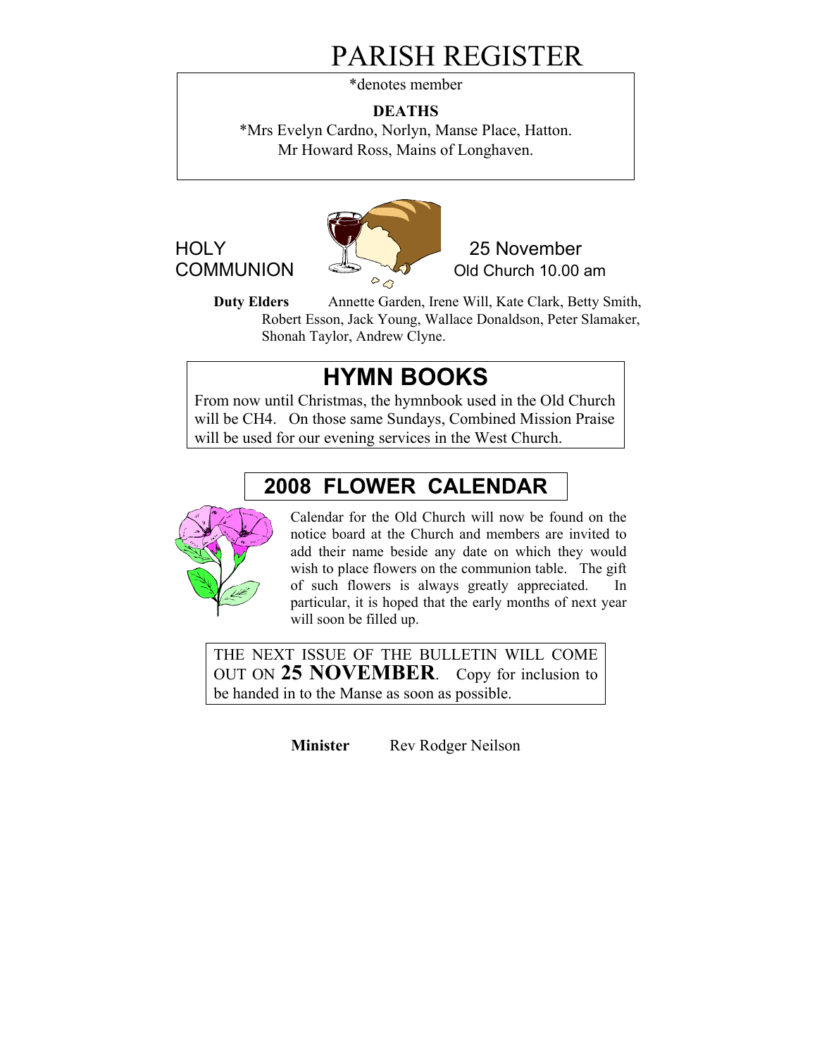# PARISH REGISTER

*denotes member

**DEATHS**

*Mrs Evelyn Cardno, Norlyn, Manse Place, Hatton.
Mr Howard Ross, Mains of Longhaven.

HOLY COMMUNION — 25 November, Old Church 10.00 am

**Duty Elders** Annette Garden, Irene Will, Kate Clark, Betty Smith, Robert Esson, Jack Young, Wallace Donaldson, Peter Slamaker, Shonah Taylor, Andrew Clyne.

## HYMN BOOKS

From now until Christmas, the hymnbook used in the Old Church will be CH4. On those same Sundays, Combined Mission Praise will be used for our evening services in the West Church.

## 2008 FLOWER CALENDAR

Calendar for the Old Church will now be found on the notice board at the Church and members are invited to add their name beside any date on which they would wish to place flowers on the communion table. The gift of such flowers is always greatly appreciated. In particular, it is hoped that the early months of next year will soon be filled up.

THE NEXT ISSUE OF THE BULLETIN WILL COME OUT ON **25 NOVEMBER**. Copy for inclusion to be handed in to the Manse as soon as possible.

**Minister** Rev Rodger Neilson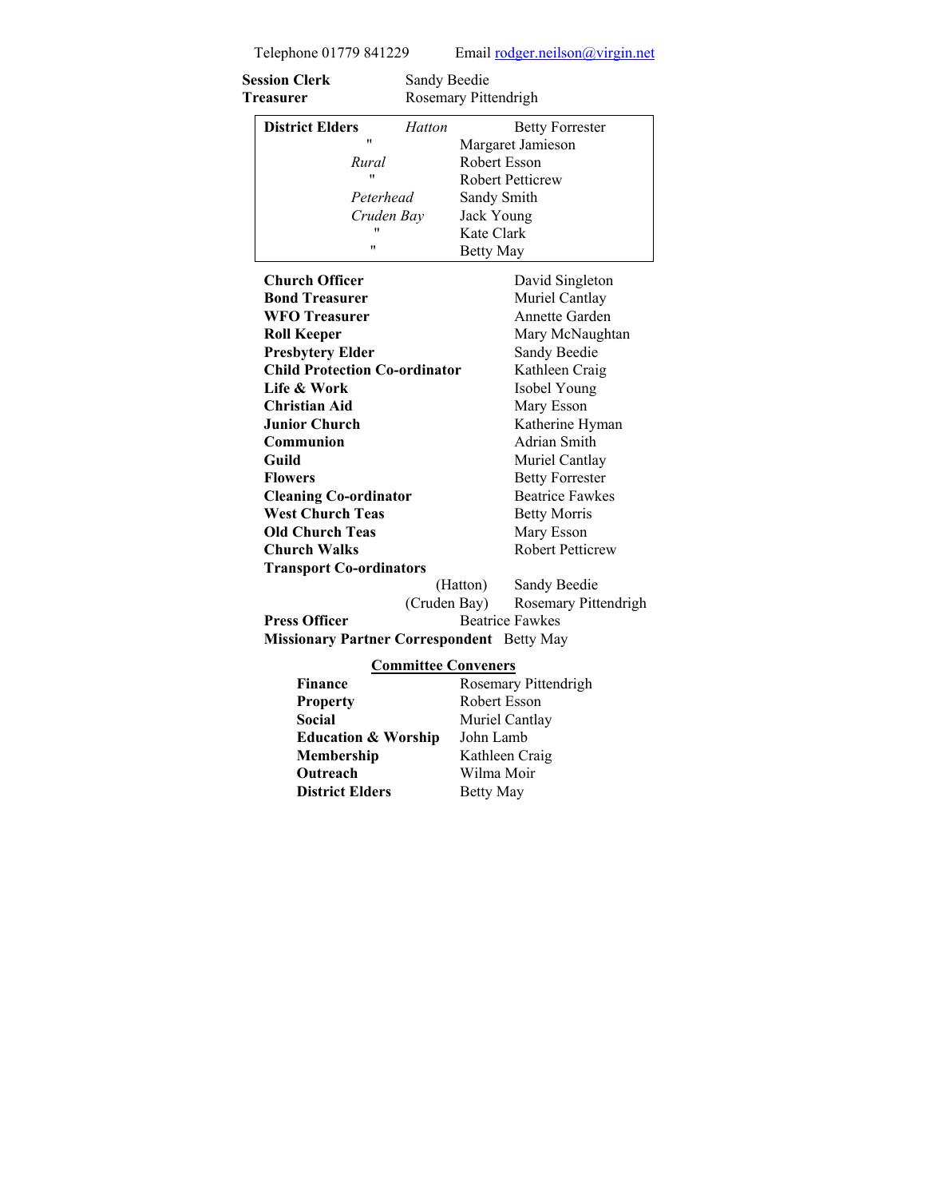Telephone 01779 841229 Email rodger.neilson@virgin.net

| | |
|---|---|
| **Session Clerk** | Sandy Beedie |
| **Treasurer** | Rosemary Pittendrigh |

| | | |
|---|---|---|
| **District Elders** | *Hatton* | Betty Forrester |
| | " | Margaret Jamieson |
| | *Rural* | Robert Esson |
| | " | Robert Petticrew |
| | *Peterhead* | Sandy Smith |
| | *Cruden Bay* | Jack Young |
| | " | Kate Clark |
| | " | Betty May |

| | |
|---|---|
| **Church Officer** | David Singleton |
| **Bond Treasurer** | Muriel Cantlay |
| **WFO Treasurer** | Annette Garden |
| **Roll Keeper** | Mary McNaughtan |
| **Presbytery Elder** | Sandy Beedie |
| **Child Protection Co-ordinator** | Kathleen Craig |
| **Life & Work** | Isobel Young |
| **Christian Aid** | Mary Esson |
| **Junior Church** | Katherine Hyman |
| **Communion** | Adrian Smith |
| **Guild** | Muriel Cantlay |
| **Flowers** | Betty Forrester |
| **Cleaning Co-ordinator** | Beatrice Fawkes |
| **West Church Teas** | Betty Morris |
| **Old Church Teas** | Mary Esson |
| **Church Walks** | Robert Petticrew |
| **Transport Co-ordinators** | |
| (Hatton) | Sandy Beedie |
| (Cruden Bay) | Rosemary Pittendrigh |
| **Press Officer** | Beatrice Fawkes |
| **Missionary Partner Correspondent** | Betty May |

## Committee Conveners

| | |
|---|---|
| **Finance** | Rosemary Pittendrigh |
| **Property** | Robert Esson |
| **Social** | Muriel Cantlay |
| **Education & Worship** | John Lamb |
| **Membership** | Kathleen Craig |
| **Outreach** | Wilma Moir |
| **District Elders** | Betty May |